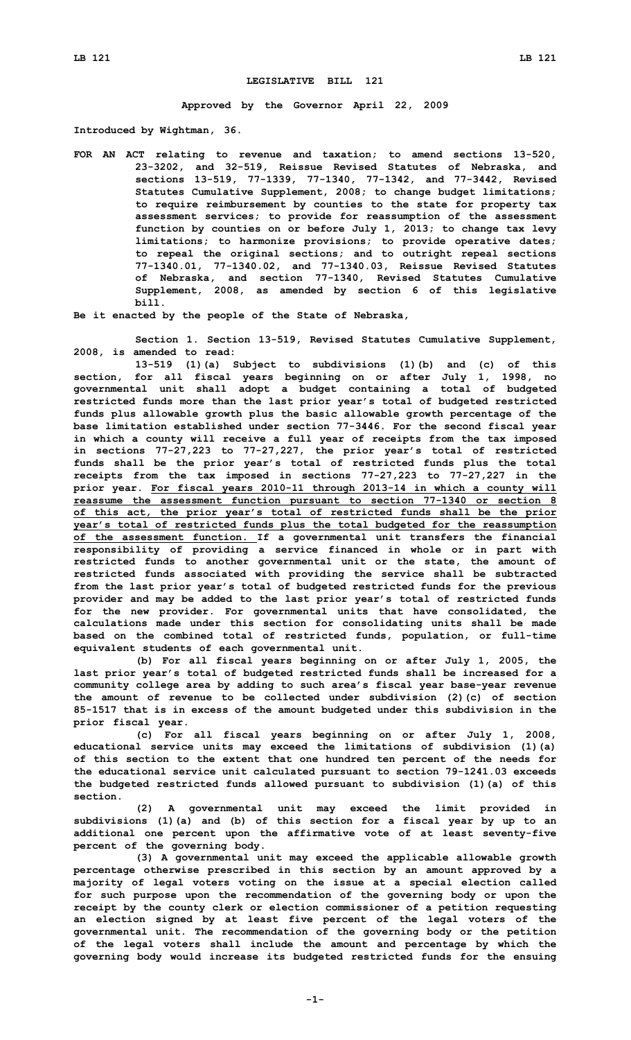# LEGISLATIVE BILL 121

**Approved by the Governor April 22, 2009**

**Introduced by Wightman, 36.**

**FOR AN ACT relating to revenue and taxation; to amend sections 13-520, 23-3202, and 32-519, Reissue Revised Statutes of Nebraska, and sections 13-519, 77-1339, 77-1340, 77-1342, and 77-3442, Revised Statutes Cumulative Supplement, 2008; to change budget limitations; to require reimbursement by counties to the state for property tax assessment services; to provide for reassumption of the assessment function by counties on or before July 1, 2013; to change tax levy limitations; to harmonize provisions; to provide operative dates; to repeal the original sections; and to outright repeal sections 77-1340.01, 77-1340.02, and 77-1340.03, Reissue Revised Statutes of Nebraska, and section 77-1340, Revised Statutes Cumulative Supplement, 2008, as amended by section 6 of this legislative bill.**

**Be it enacted by the people of the State of Nebraska,**

**Section 1. Section 13-519, Revised Statutes Cumulative Supplement, 2008, is amended to read:**

**13-519 (1)(a) Subject to subdivisions (1)(b) and (c) of this section, for all fiscal years beginning on or after July 1, 1998, no governmental unit shall adopt a budget containing a total of budgeted restricted funds more than the last prior year's total of budgeted restricted funds plus allowable growth plus the basic allowable growth percentage of the base limitation established under section 77-3446. For the second fiscal year in which a county will receive a full year of receipts from the tax imposed in sections 77-27,223 to 77-27,227, the prior year's total of restricted funds shall be the prior year's total of restricted funds plus the total receipts from the tax imposed in sections 77-27,223 to 77-27,227 in the prior year. For fiscal years 2010-11 through 2013-14 in which a county will reassume the assessment function pursuant to section 77-1340 or section 8 of this act, the prior year's total of restricted funds shall be the prior year's total of restricted funds plus the total budgeted for the reassumption of the assessment function. If a governmental unit transfers the financial responsibility of providing a service financed in whole or in part with restricted funds to another governmental unit or the state, the amount of restricted funds associated with providing the service shall be subtracted from the last prior year's total of budgeted restricted funds for the previous provider and may be added to the last prior year's total of restricted funds for the new provider. For governmental units that have consolidated, the calculations made under this section for consolidating units shall be made based on the combined total of restricted funds, population, or full-time equivalent students of each governmental unit.**

**(b) For all fiscal years beginning on or after July 1, 2005, the last prior year's total of budgeted restricted funds shall be increased for a community college area by adding to such area's fiscal year base-year revenue the amount of revenue to be collected under subdivision (2)(c) of section 85-1517 that is in excess of the amount budgeted under this subdivision in the prior fiscal year.**

**(c) For all fiscal years beginning on or after July 1, 2008, educational service units may exceed the limitations of subdivision (1)(a) of this section to the extent that one hundred ten percent of the needs for the educational service unit calculated pursuant to section 79-1241.03 exceeds the budgeted restricted funds allowed pursuant to subdivision (1)(a) of this section.**

**(2) A governmental unit may exceed the limit provided in subdivisions (1)(a) and (b) of this section for a fiscal year by up to an additional one percent upon the affirmative vote of at least seventy-five percent of the governing body.**

**(3) A governmental unit may exceed the applicable allowable growth percentage otherwise prescribed in this section by an amount approved by a majority of legal voters voting on the issue at a special election called for such purpose upon the recommendation of the governing body or upon the receipt by the county clerk or election commissioner of a petition requesting an election signed by at least five percent of the legal voters of the governmental unit. The recommendation of the governing body or the petition of the legal voters shall include the amount and percentage by which the governing body would increase its budgeted restricted funds for the ensuing**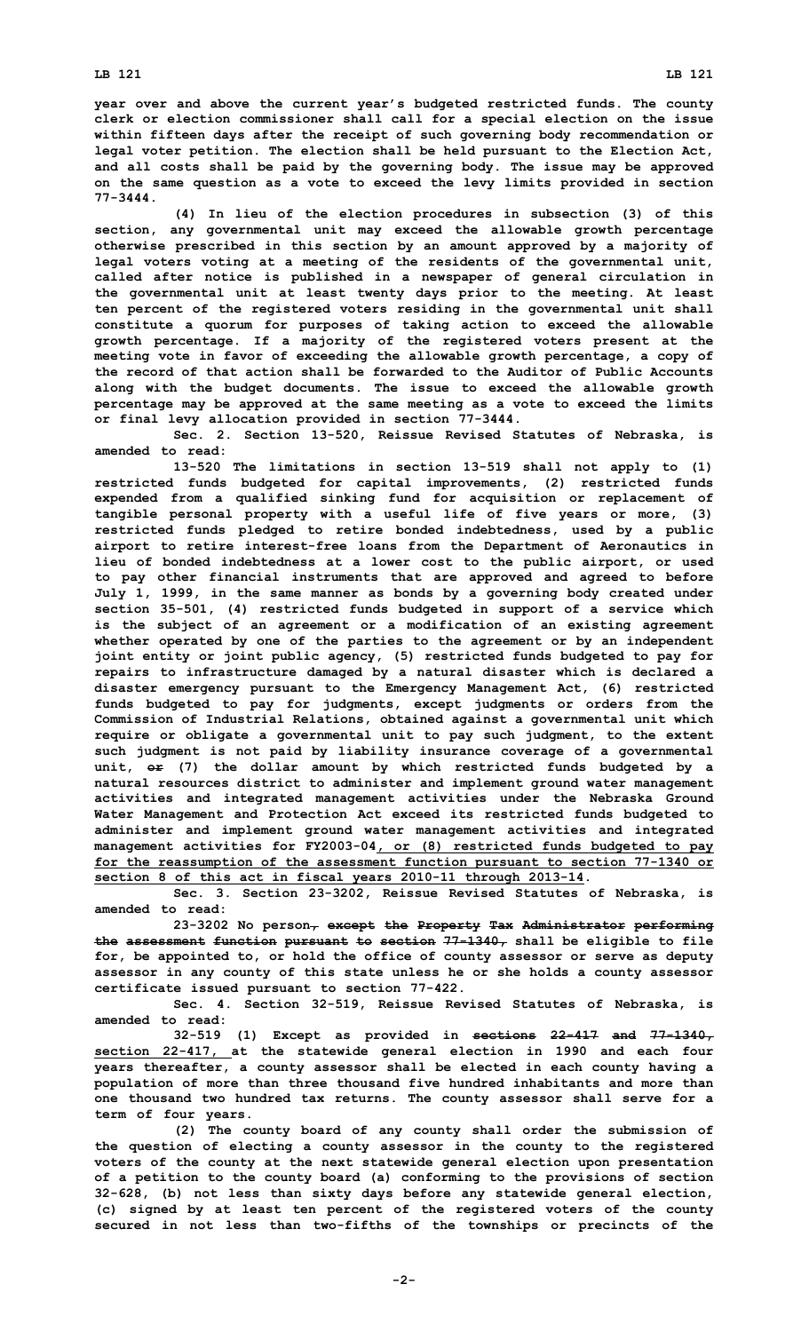year over and above the current year's budgeted restricted funds. The county clerk or election commissioner shall call for a special election on the issue within fifteen days after the receipt of such governing body recommendation or legal voter petition. The election shall be held pursuant to the Election Act, and all costs shall be paid by the governing body. The issue may be approved on the same question as a vote to exceed the levy limits provided in section 77-3444.

(4) In lieu of the election procedures in subsection (3) of this section, any governmental unit may exceed the allowable growth percentage otherwise prescribed in this section by an amount approved by a majority of legal voters voting at a meeting of the residents of the governmental unit, called after notice is published in a newspaper of general circulation in the governmental unit at least twenty days prior to the meeting. At least ten percent of the registered voters residing in the governmental unit shall constitute a quorum for purposes of taking action to exceed the allowable growth percentage. If a majority of the registered voters present at the meeting vote in favor of exceeding the allowable growth percentage, a copy of the record of that action shall be forwarded to the Auditor of Public Accounts along with the budget documents. The issue to exceed the allowable growth percentage may be approved at the same meeting as a vote to exceed the limits or final levy allocation provided in section 77-3444.

Sec. 2. Section 13-520, Reissue Revised Statutes of Nebraska, is amended to read:

13-520 The limitations in section 13-519 shall not apply to (1) restricted funds budgeted for capital improvements, (2) restricted funds expended from a qualified sinking fund for acquisition or replacement of tangible personal property with a useful life of five years or more, (3) restricted funds pledged to retire bonded indebtedness, used by a public airport to retire interest-free loans from the Department of Aeronautics in lieu of bonded indebtedness at a lower cost to the public airport, or used to pay other financial instruments that are approved and agreed to before July 1, 1999, in the same manner as bonds by a governing body created under section 35-501, (4) restricted funds budgeted in support of a service which is the subject of an agreement or a modification of an existing agreement whether operated by one of the parties to the agreement or by an independent joint entity or joint public agency, (5) restricted funds budgeted to pay for repairs to infrastructure damaged by a natural disaster which is declared a disaster emergency pursuant to the Emergency Management Act, (6) restricted funds budgeted to pay for judgments, except judgments or orders from the Commission of Industrial Relations, obtained against a governmental unit which require or obligate a governmental unit to pay such judgment, to the extent such judgment is not paid by liability insurance coverage of a governmental unit, ~~or~~ (7) the dollar amount by which restricted funds budgeted by a natural resources district to administer and implement ground water management activities and integrated management activities under the Nebraska Ground Water Management and Protection Act exceed its restricted funds budgeted to administer and implement ground water management activities and integrated management activities for FY2003-04, or (8) restricted funds budgeted to pay for the reassumption of the assessment function pursuant to section 77-1340 or section 8 of this act in fiscal years 2010-11 through 2013-14.

Sec. 3. Section 23-3202, Reissue Revised Statutes of Nebraska, is amended to read:

23-3202 No person~~, except the Property Tax Administrator performing the assessment function pursuant to section 77-1340,~~ shall be eligible to file for, be appointed to, or hold the office of county assessor or serve as deputy assessor in any county of this state unless he or she holds a county assessor certificate issued pursuant to section 77-422.

Sec. 4. Section 32-519, Reissue Revised Statutes of Nebraska, is amended to read:

32-519 (1) Except as provided in ~~sections 22-417 and 77-1340,~~ section 22-417, at the statewide general election in 1990 and each four years thereafter, a county assessor shall be elected in each county having a population of more than three thousand five hundred inhabitants and more than one thousand two hundred tax returns. The county assessor shall serve for a term of four years.

(2) The county board of any county shall order the submission of the question of electing a county assessor in the county to the registered voters of the county at the next statewide general election upon presentation of a petition to the county board (a) conforming to the provisions of section 32-628, (b) not less than sixty days before any statewide general election, (c) signed by at least ten percent of the registered voters of the county secured in not less than two-fifths of the townships or precincts of the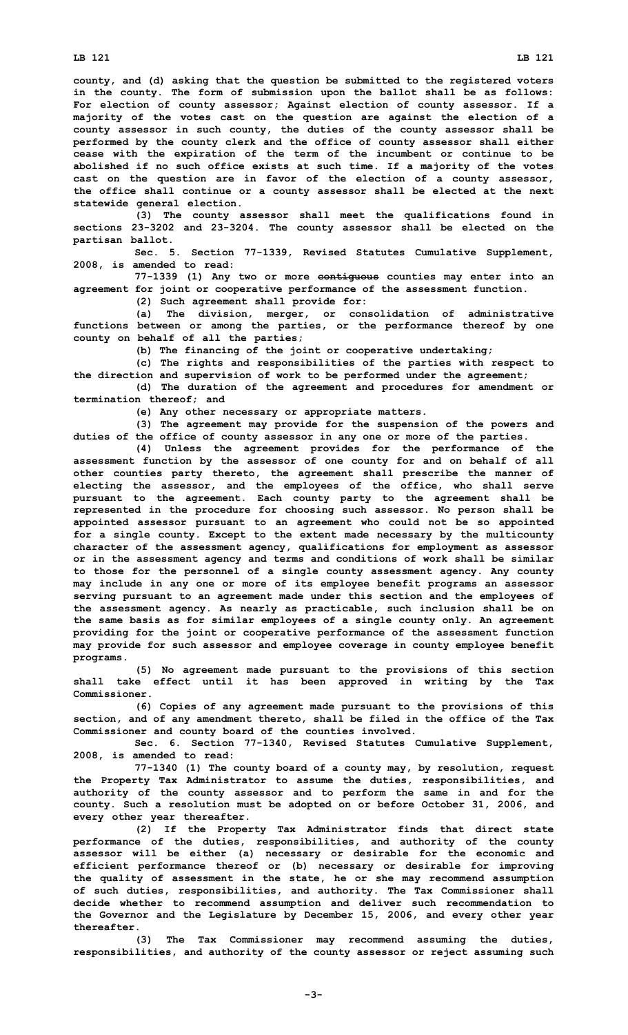county, and (d) asking that the question be submitted to the registered voters in the county. The form of submission upon the ballot shall be as follows: For election of county assessor; Against election of county assessor. If a majority of the votes cast on the question are against the election of a county assessor in such county, the duties of the county assessor shall be performed by the county clerk and the office of county assessor shall either cease with the expiration of the term of the incumbent or continue to be abolished if no such office exists at such time. If a majority of the votes cast on the question are in favor of the election of a county assessor, the office shall continue or a county assessor shall be elected at the next statewide general election.

(3) The county assessor shall meet the qualifications found in sections 23-3202 and 23-3204. The county assessor shall be elected on the partisan ballot.

Sec. 5. Section 77-1339, Revised Statutes Cumulative Supplement, 2008, is amended to read:

77-1339 (1) Any two or more ~~contiguous~~ counties may enter into an agreement for joint or cooperative performance of the assessment function.

(2) Such agreement shall provide for:

(a) The division, merger, or consolidation of administrative functions between or among the parties, or the performance thereof by one county on behalf of all the parties;

(b) The financing of the joint or cooperative undertaking;

(c) The rights and responsibilities of the parties with respect to the direction and supervision of work to be performed under the agreement;

(d) The duration of the agreement and procedures for amendment or termination thereof; and

(e) Any other necessary or appropriate matters.

(3) The agreement may provide for the suspension of the powers and duties of the office of county assessor in any one or more of the parties.

(4) Unless the agreement provides for the performance of the assessment function by the assessor of one county for and on behalf of all other counties party thereto, the agreement shall prescribe the manner of electing the assessor, and the employees of the office, who shall serve pursuant to the agreement. Each county party to the agreement shall be represented in the procedure for choosing such assessor. No person shall be appointed assessor pursuant to an agreement who could not be so appointed for a single county. Except to the extent made necessary by the multicounty character of the assessment agency, qualifications for employment as assessor or in the assessment agency and terms and conditions of work shall be similar to those for the personnel of a single county assessment agency. Any county may include in any one or more of its employee benefit programs an assessor serving pursuant to an agreement made under this section and the employees of the assessment agency. As nearly as practicable, such inclusion shall be on the same basis as for similar employees of a single county only. An agreement providing for the joint or cooperative performance of the assessment function may provide for such assessor and employee coverage in county employee benefit programs.

(5) No agreement made pursuant to the provisions of this section shall take effect until it has been approved in writing by the Tax Commissioner.

(6) Copies of any agreement made pursuant to the provisions of this section, and of any amendment thereto, shall be filed in the office of the Tax Commissioner and county board of the counties involved.

Sec. 6. Section 77-1340, Revised Statutes Cumulative Supplement, 2008, is amended to read:

77-1340 (1) The county board of a county may, by resolution, request the Property Tax Administrator to assume the duties, responsibilities, and authority of the county assessor and to perform the same in and for the county. Such a resolution must be adopted on or before October 31, 2006, and every other year thereafter.

(2) If the Property Tax Administrator finds that direct state performance of the duties, responsibilities, and authority of the county assessor will be either (a) necessary or desirable for the economic and efficient performance thereof or (b) necessary or desirable for improving the quality of assessment in the state, he or she may recommend assumption of such duties, responsibilities, and authority. The Tax Commissioner shall decide whether to recommend assumption and deliver such recommendation to the Governor and the Legislature by December 15, 2006, and every other year thereafter.

(3) The Tax Commissioner may recommend assuming the duties, responsibilities, and authority of the county assessor or reject assuming such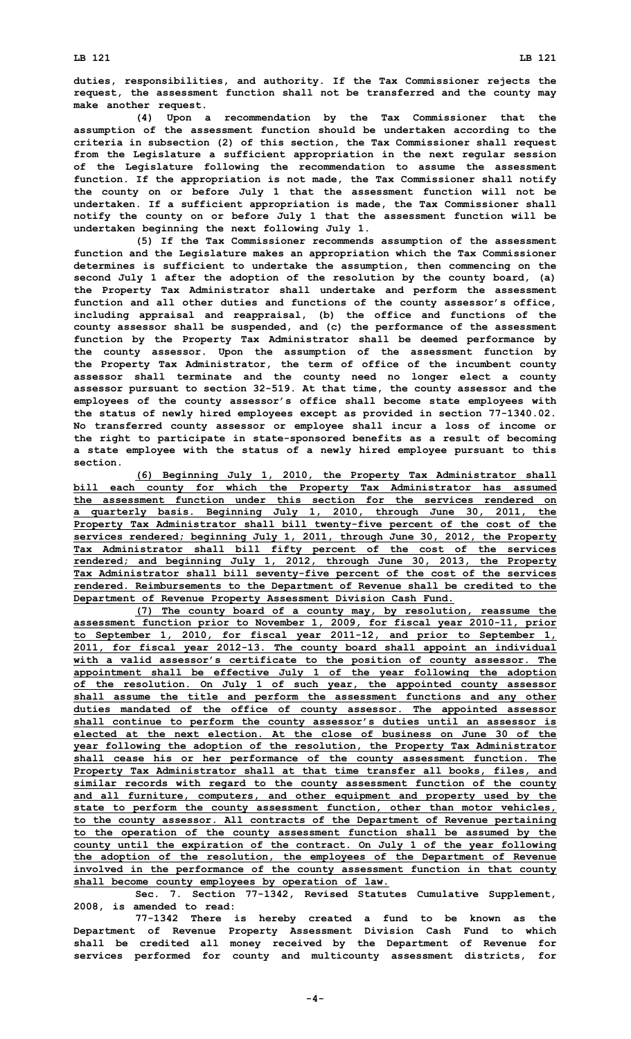duties, responsibilities, and authority. If the Tax Commissioner rejects the request, the assessment function shall not be transferred and the county may make another request.

(4) Upon a recommendation by the Tax Commissioner that the assumption of the assessment function should be undertaken according to the criteria in subsection (2) of this section, the Tax Commissioner shall request from the Legislature a sufficient appropriation in the next regular session of the Legislature following the recommendation to assume the assessment function. If the appropriation is not made, the Tax Commissioner shall notify the county on or before July 1 that the assessment function will not be undertaken. If a sufficient appropriation is made, the Tax Commissioner shall notify the county on or before July 1 that the assessment function will be undertaken beginning the next following July 1.

(5) If the Tax Commissioner recommends assumption of the assessment function and the Legislature makes an appropriation which the Tax Commissioner determines is sufficient to undertake the assumption, then commencing on the second July 1 after the adoption of the resolution by the county board, (a) the Property Tax Administrator shall undertake and perform the assessment function and all other duties and functions of the county assessor's office, including appraisal and reappraisal, (b) the office and functions of the county assessor shall be suspended, and (c) the performance of the assessment function by the Property Tax Administrator shall be deemed performance by the county assessor. Upon the assumption of the assessment function by the Property Tax Administrator, the term of office of the incumbent county assessor shall terminate and the county need no longer elect a county assessor pursuant to section 32-519. At that time, the county assessor and the employees of the county assessor's office shall become state employees with the status of newly hired employees except as provided in section 77-1340.02. No transferred county assessor or employee shall incur a loss of income or the right to participate in state-sponsored benefits as a result of becoming a state employee with the status of a newly hired employee pursuant to this section.

<u>(6) Beginning July 1, 2010, the Property Tax Administrator shall bill each county for which the Property Tax Administrator has assumed the assessment function under this section for the services rendered on a quarterly basis. Beginning July 1, 2010, through June 30, 2011, the Property Tax Administrator shall bill twenty-five percent of the cost of the services rendered; beginning July 1, 2011, through June 30, 2012, the Property Tax Administrator shall bill fifty percent of the cost of the services rendered; and beginning July 1, 2012, through June 30, 2013, the Property Tax Administrator shall bill seventy-five percent of the cost of the services rendered. Reimbursements to the Department of Revenue shall be credited to the Department of Revenue Property Assessment Division Cash Fund.</u>

<u>(7) The county board of a county may, by resolution, reassume the assessment function prior to November 1, 2009, for fiscal year 2010-11, prior to September 1, 2010, for fiscal year 2011-12, and prior to September 1, 2011, for fiscal year 2012-13. The county board shall appoint an individual with a valid assessor's certificate to the position of county assessor. The appointment shall be effective July 1 of the year following the adoption of the resolution. On July 1 of such year, the appointed county assessor shall assume the title and perform the assessment functions and any other duties mandated of the office of county assessor. The appointed assessor shall continue to perform the county assessor's duties until an assessor is elected at the next election. At the close of business on June 30 of the year following the adoption of the resolution, the Property Tax Administrator shall cease his or her performance of the county assessment function. The Property Tax Administrator shall at that time transfer all books, files, and similar records with regard to the county assessment function of the county and all furniture, computers, and other equipment and property used by the state to perform the county assessment function, other than motor vehicles, to the county assessor. All contracts of the Department of Revenue pertaining to the operation of the county assessment function shall be assumed by the county until the expiration of the contract. On July 1 of the year following the adoption of the resolution, the employees of the Department of Revenue involved in the performance of the county assessment function in that county shall become county employees by operation of law.</u>

Sec. 7. Section 77-1342, Revised Statutes Cumulative Supplement, 2008, is amended to read:

77-1342 There is hereby created a fund to be known as the Department of Revenue Property Assessment Division Cash Fund to which shall be credited all money received by the Department of Revenue for services performed for county and multicounty assessment districts, for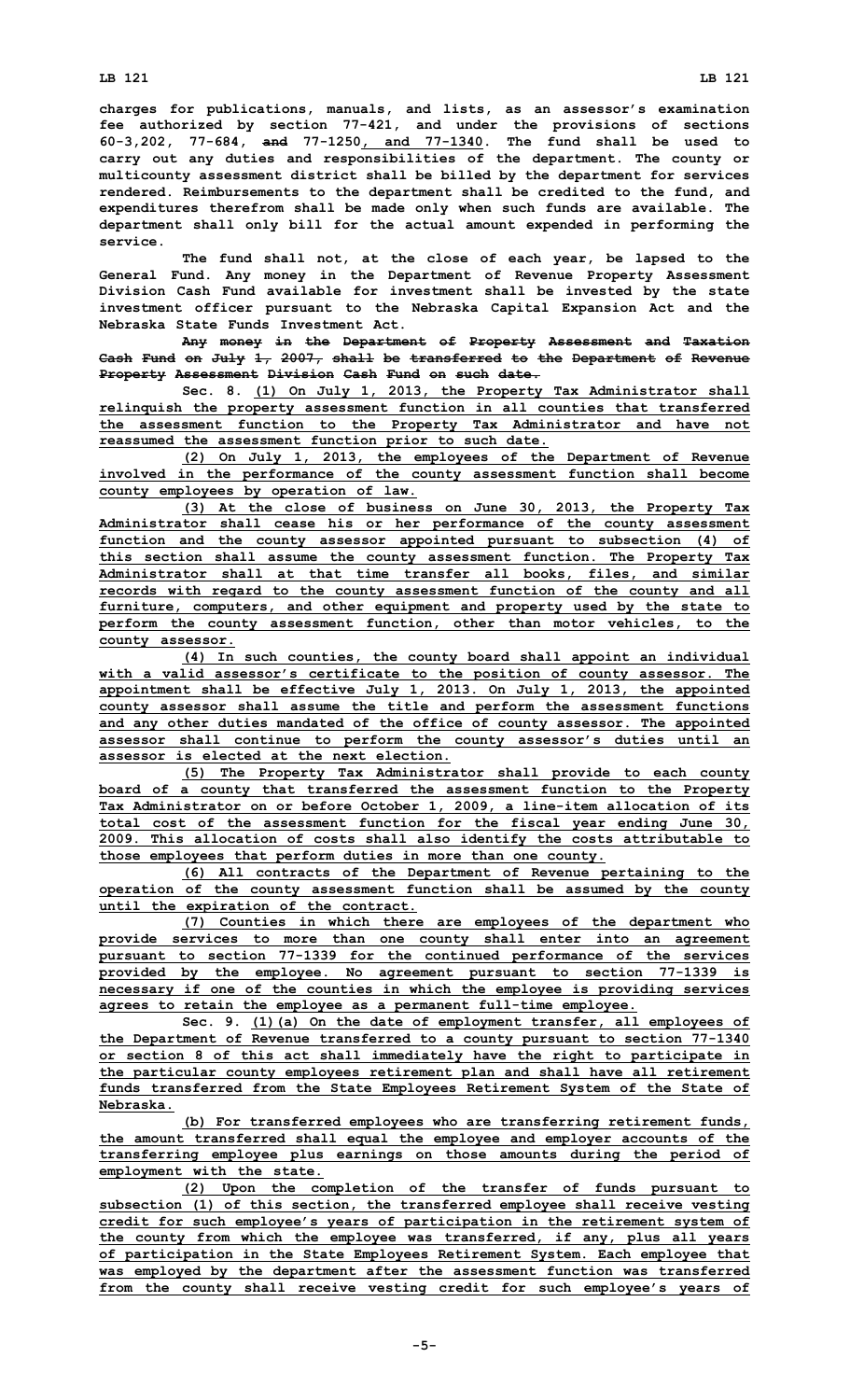charges for publications, manuals, and lists, as an assessor's examination fee authorized by section 77-421, and under the provisions of sections 60-3,202, 77-684, ~~and~~ 77-1250, and 77-1340. The fund shall be used to carry out any duties and responsibilities of the department. The county or multicounty assessment district shall be billed by the department for services rendered. Reimbursements to the department shall be credited to the fund, and expenditures therefrom shall be made only when such funds are available. The department shall only bill for the actual amount expended in performing the service.

The fund shall not, at the close of each year, be lapsed to the General Fund. Any money in the Department of Revenue Property Assessment Division Cash Fund available for investment shall be invested by the state investment officer pursuant to the Nebraska Capital Expansion Act and the Nebraska State Funds Investment Act.

~~Any money in the Department of Property Assessment and Taxation Cash Fund on July 1, 2007, shall be transferred to the Department of Revenue Property Assessment Division Cash Fund on such date.~~

Sec. 8. (1) On July 1, 2013, the Property Tax Administrator shall relinquish the property assessment function in all counties that transferred the assessment function to the Property Tax Administrator and have not reassumed the assessment function prior to such date.

(2) On July 1, 2013, the employees of the Department of Revenue involved in the performance of the county assessment function shall become county employees by operation of law.

(3) At the close of business on June 30, 2013, the Property Tax Administrator shall cease his or her performance of the county assessment function and the county assessor appointed pursuant to subsection (4) of this section shall assume the county assessment function. The Property Tax Administrator shall at that time transfer all books, files, and similar records with regard to the county assessment function of the county and all furniture, computers, and other equipment and property used by the state to perform the county assessment function, other than motor vehicles, to the county assessor.

(4) In such counties, the county board shall appoint an individual with a valid assessor's certificate to the position of county assessor. The appointment shall be effective July 1, 2013. On July 1, 2013, the appointed county assessor shall assume the title and perform the assessment functions and any other duties mandated of the office of county assessor. The appointed assessor shall continue to perform the county assessor's duties until an assessor is elected at the next election.

(5) The Property Tax Administrator shall provide to each county board of a county that transferred the assessment function to the Property Tax Administrator on or before October 1, 2009, a line-item allocation of its total cost of the assessment function for the fiscal year ending June 30, 2009. This allocation of costs shall also identify the costs attributable to those employees that perform duties in more than one county.

(6) All contracts of the Department of Revenue pertaining to the operation of the county assessment function shall be assumed by the county until the expiration of the contract.

(7) Counties in which there are employees of the department who provide services to more than one county shall enter into an agreement pursuant to section 77-1339 for the continued performance of the services provided by the employee. No agreement pursuant to section 77-1339 is necessary if one of the counties in which the employee is providing services agrees to retain the employee as a permanent full-time employee.

Sec. 9. (1)(a) On the date of employment transfer, all employees of the Department of Revenue transferred to a county pursuant to section 77-1340 or section 8 of this act shall immediately have the right to participate in the particular county employees retirement plan and shall have all retirement funds transferred from the State Employees Retirement System of the State of Nebraska.

(b) For transferred employees who are transferring retirement funds, the amount transferred shall equal the employee and employer accounts of the transferring employee plus earnings on those amounts during the period of employment with the state.

(2) Upon the completion of the transfer of funds pursuant to subsection (1) of this section, the transferred employee shall receive vesting credit for such employee's years of participation in the retirement system of the county from which the employee was transferred, if any, plus all years of participation in the State Employees Retirement System. Each employee that was employed by the department after the assessment function was transferred from the county shall receive vesting credit for such employee's years of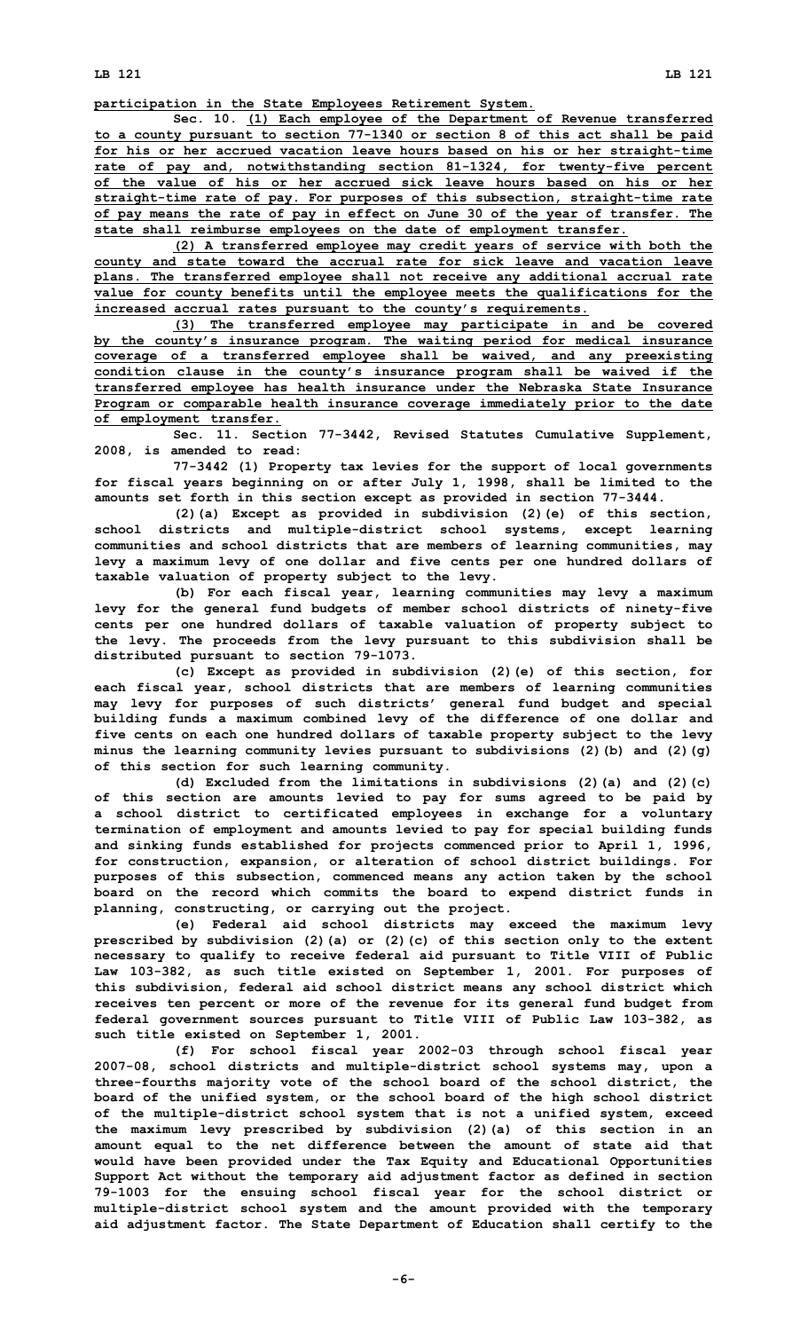**participation in the State Employees Retirement System.**

**Sec. 10. (1) Each employee of the Department of Revenue transferred to a county pursuant to section 77-1340 or section 8 of this act shall be paid for his or her accrued vacation leave hours based on his or her straight-time rate of pay and, notwithstanding section 81-1324, for twenty-five percent of the value of his or her accrued sick leave hours based on his or her straight-time rate of pay. For purposes of this subsection, straight-time rate of pay means the rate of pay in effect on June 30 of the year of transfer. The state shall reimburse employees on the date of employment transfer.**

**(2) A transferred employee may credit years of service with both the county and state toward the accrual rate for sick leave and vacation leave plans. The transferred employee shall not receive any additional accrual rate value for county benefits until the employee meets the qualifications for the increased accrual rates pursuant to the county's requirements.**

**(3) The transferred employee may participate in and be covered by the county's insurance program. The waiting period for medical insurance coverage of a transferred employee shall be waived, and any preexisting condition clause in the county's insurance program shall be waived if the transferred employee has health insurance under the Nebraska State Insurance Program or comparable health insurance coverage immediately prior to the date of employment transfer.**

**Sec. 11. Section 77-3442, Revised Statutes Cumulative Supplement, 2008, is amended to read:**

**77-3442 (1) Property tax levies for the support of local governments for fiscal years beginning on or after July 1, 1998, shall be limited to the amounts set forth in this section except as provided in section 77-3444.**

**(2)(a) Except as provided in subdivision (2)(e) of this section, school districts and multiple-district school systems, except learning communities and school districts that are members of learning communities, may levy a maximum levy of one dollar and five cents per one hundred dollars of taxable valuation of property subject to the levy.**

**(b) For each fiscal year, learning communities may levy a maximum levy for the general fund budgets of member school districts of ninety-five cents per one hundred dollars of taxable valuation of property subject to the levy. The proceeds from the levy pursuant to this subdivision shall be distributed pursuant to section 79-1073.**

**(c) Except as provided in subdivision (2)(e) of this section, for each fiscal year, school districts that are members of learning communities may levy for purposes of such districts' general fund budget and special building funds a maximum combined levy of the difference of one dollar and five cents on each one hundred dollars of taxable property subject to the levy minus the learning community levies pursuant to subdivisions (2)(b) and (2)(g) of this section for such learning community.**

**(d) Excluded from the limitations in subdivisions (2)(a) and (2)(c) of this section are amounts levied to pay for sums agreed to be paid by a school district to certificated employees in exchange for a voluntary termination of employment and amounts levied to pay for special building funds and sinking funds established for projects commenced prior to April 1, 1996, for construction, expansion, or alteration of school district buildings. For purposes of this subsection, commenced means any action taken by the school board on the record which commits the board to expend district funds in planning, constructing, or carrying out the project.**

**(e) Federal aid school districts may exceed the maximum levy prescribed by subdivision (2)(a) or (2)(c) of this section only to the extent necessary to qualify to receive federal aid pursuant to Title VIII of Public Law 103-382, as such title existed on September 1, 2001. For purposes of this subdivision, federal aid school district means any school district which receives ten percent or more of the revenue for its general fund budget from federal government sources pursuant to Title VIII of Public Law 103-382, as such title existed on September 1, 2001.**

**(f) For school fiscal year 2002-03 through school fiscal year 2007-08, school districts and multiple-district school systems may, upon a three-fourths majority vote of the school board of the school district, the board of the unified system, or the school board of the high school district of the multiple-district school system that is not a unified system, exceed the maximum levy prescribed by subdivision (2)(a) of this section in an amount equal to the net difference between the amount of state aid that would have been provided under the Tax Equity and Educational Opportunities Support Act without the temporary aid adjustment factor as defined in section 79-1003 for the ensuing school fiscal year for the school district or multiple-district school system and the amount provided with the temporary aid adjustment factor. The State Department of Education shall certify to the**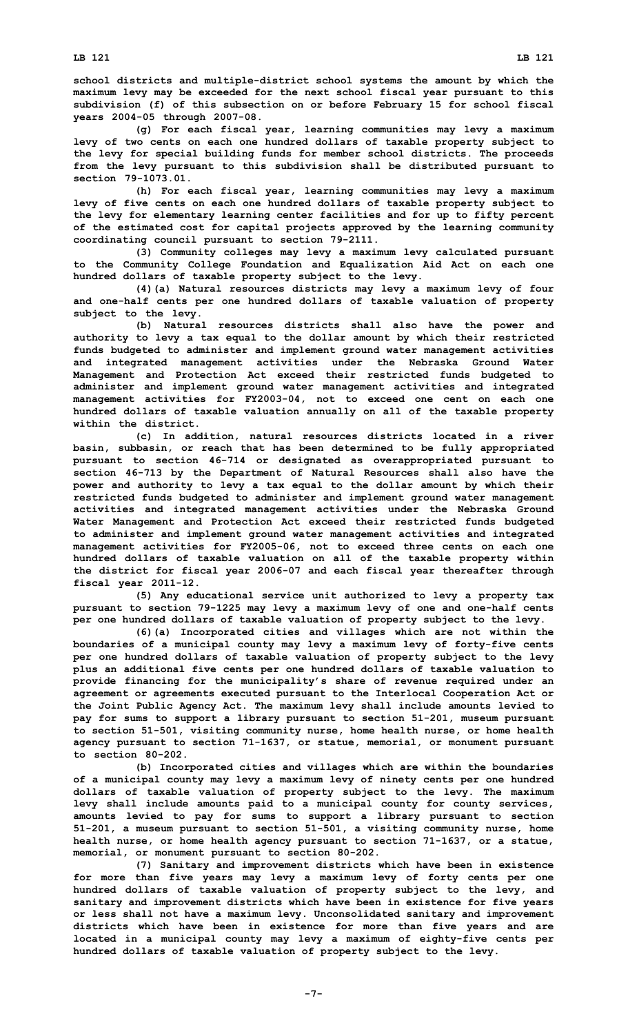school districts and multiple-district school systems the amount by which the maximum levy may be exceeded for the next school fiscal year pursuant to this subdivision (f) of this subsection on or before February 15 for school fiscal years 2004-05 through 2007-08.

(g) For each fiscal year, learning communities may levy a maximum levy of two cents on each one hundred dollars of taxable property subject to the levy for special building funds for member school districts. The proceeds from the levy pursuant to this subdivision shall be distributed pursuant to section 79-1073.01.

(h) For each fiscal year, learning communities may levy a maximum levy of five cents on each one hundred dollars of taxable property subject to the levy for elementary learning center facilities and for up to fifty percent of the estimated cost for capital projects approved by the learning community coordinating council pursuant to section 79-2111.

(3) Community colleges may levy a maximum levy calculated pursuant to the Community College Foundation and Equalization Aid Act on each one hundred dollars of taxable property subject to the levy.

(4)(a) Natural resources districts may levy a maximum levy of four and one-half cents per one hundred dollars of taxable valuation of property subject to the levy.

(b) Natural resources districts shall also have the power and authority to levy a tax equal to the dollar amount by which their restricted funds budgeted to administer and implement ground water management activities and integrated management activities under the Nebraska Ground Water Management and Protection Act exceed their restricted funds budgeted to administer and implement ground water management activities and integrated management activities for FY2003-04, not to exceed one cent on each one hundred dollars of taxable valuation annually on all of the taxable property within the district.

(c) In addition, natural resources districts located in a river basin, subbasin, or reach that has been determined to be fully appropriated pursuant to section 46-714 or designated as overappropriated pursuant to section 46-713 by the Department of Natural Resources shall also have the power and authority to levy a tax equal to the dollar amount by which their restricted funds budgeted to administer and implement ground water management activities and integrated management activities under the Nebraska Ground Water Management and Protection Act exceed their restricted funds budgeted to administer and implement ground water management activities and integrated management activities for FY2005-06, not to exceed three cents on each one hundred dollars of taxable valuation on all of the taxable property within the district for fiscal year 2006-07 and each fiscal year thereafter through fiscal year 2011-12.

(5) Any educational service unit authorized to levy a property tax pursuant to section 79-1225 may levy a maximum levy of one and one-half cents per one hundred dollars of taxable valuation of property subject to the levy.

(6)(a) Incorporated cities and villages which are not within the boundaries of a municipal county may levy a maximum levy of forty-five cents per one hundred dollars of taxable valuation of property subject to the levy plus an additional five cents per one hundred dollars of taxable valuation to provide financing for the municipality's share of revenue required under an agreement or agreements executed pursuant to the Interlocal Cooperation Act or the Joint Public Agency Act. The maximum levy shall include amounts levied to pay for sums to support a library pursuant to section 51-201, museum pursuant to section 51-501, visiting community nurse, home health nurse, or home health agency pursuant to section 71-1637, or statue, memorial, or monument pursuant to section 80-202.

(b) Incorporated cities and villages which are within the boundaries of a municipal county may levy a maximum levy of ninety cents per one hundred dollars of taxable valuation of property subject to the levy. The maximum levy shall include amounts paid to a municipal county for county services, amounts levied to pay for sums to support a library pursuant to section 51-201, a museum pursuant to section 51-501, a visiting community nurse, home health nurse, or home health agency pursuant to section 71-1637, or a statue, memorial, or monument pursuant to section 80-202.

(7) Sanitary and improvement districts which have been in existence for more than five years may levy a maximum levy of forty cents per one hundred dollars of taxable valuation of property subject to the levy, and sanitary and improvement districts which have been in existence for five years or less shall not have a maximum levy. Unconsolidated sanitary and improvement districts which have been in existence for more than five years and are located in a municipal county may levy a maximum of eighty-five cents per hundred dollars of taxable valuation of property subject to the levy.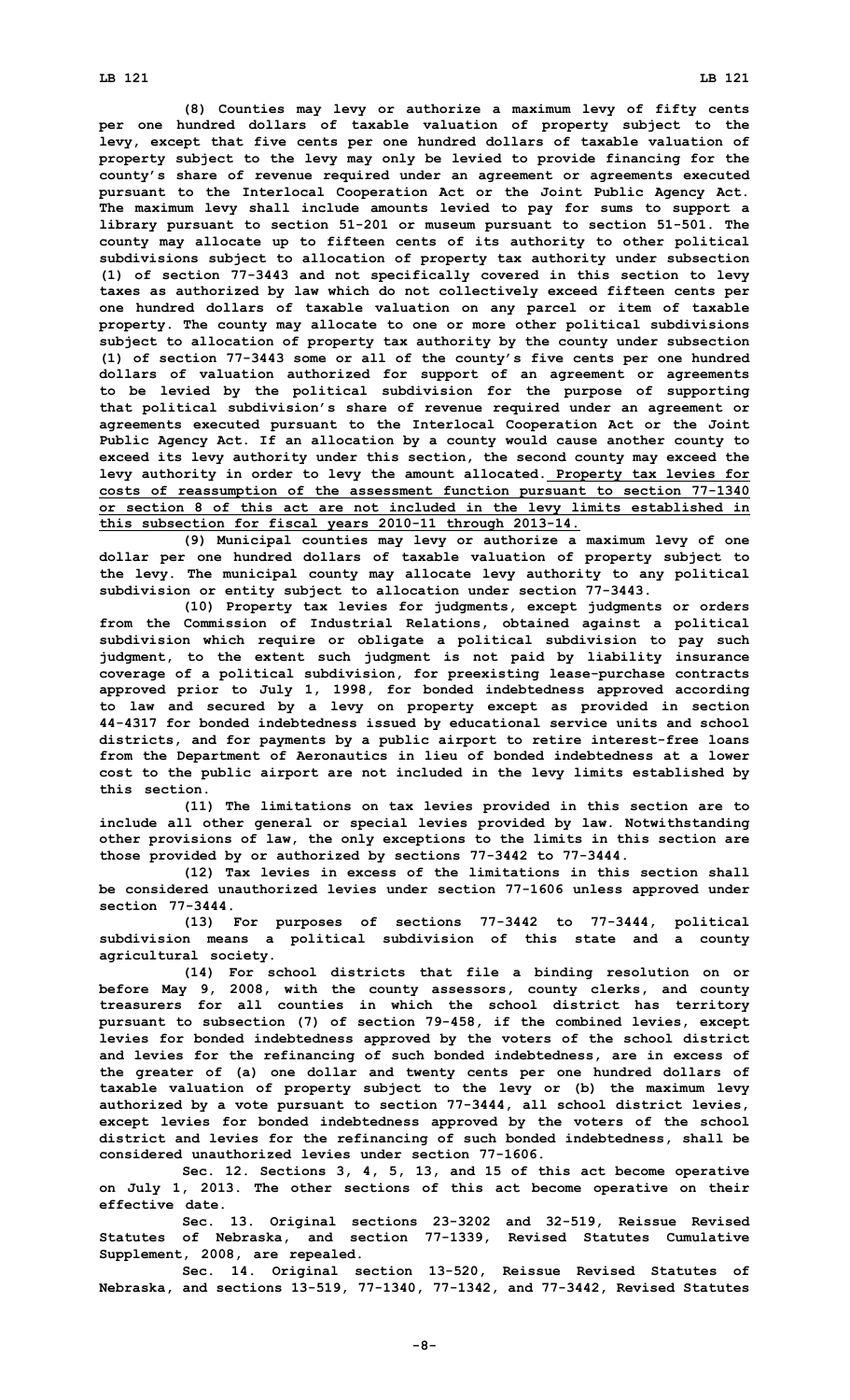**(8) Counties may levy or authorize a maximum levy of fifty cents per one hundred dollars of taxable valuation of property subject to the levy, except that five cents per one hundred dollars of taxable valuation of property subject to the levy may only be levied to provide financing for the county's share of revenue required under an agreement or agreements executed pursuant to the Interlocal Cooperation Act or the Joint Public Agency Act. The maximum levy shall include amounts levied to pay for sums to support a library pursuant to section 51-201 or museum pursuant to section 51-501. The county may allocate up to fifteen cents of its authority to other political subdivisions subject to allocation of property tax authority under subsection (1) of section 77-3443 and not specifically covered in this section to levy taxes as authorized by law which do not collectively exceed fifteen cents per one hundred dollars of taxable valuation on any parcel or item of taxable property. The county may allocate to one or more other political subdivisions subject to allocation of property tax authority by the county under subsection (1) of section 77-3443 some or all of the county's five cents per one hundred dollars of valuation authorized for support of an agreement or agreements to be levied by the political subdivision for the purpose of supporting that political subdivision's share of revenue required under an agreement or agreements executed pursuant to the Interlocal Cooperation Act or the Joint Public Agency Act. If an allocation by a county would cause another county to exceed its levy authority under this section, the second county may exceed the levy authority in order to levy the amount allocated.** <u>**Property tax levies for costs of reassumption of the assessment function pursuant to section 77-1340 or section 8 of this act are not included in the levy limits established in this subsection for fiscal years 2010-11 through 2013-14.**</u>

**(9) Municipal counties may levy or authorize a maximum levy of one dollar per one hundred dollars of taxable valuation of property subject to the levy. The municipal county may allocate levy authority to any political subdivision or entity subject to allocation under section 77-3443.**

**(10) Property tax levies for judgments, except judgments or orders from the Commission of Industrial Relations, obtained against a political subdivision which require or obligate a political subdivision to pay such judgment, to the extent such judgment is not paid by liability insurance coverage of a political subdivision, for preexisting lease-purchase contracts approved prior to July 1, 1998, for bonded indebtedness approved according to law and secured by a levy on property except as provided in section 44-4317 for bonded indebtedness issued by educational service units and school districts, and for payments by a public airport to retire interest-free loans from the Department of Aeronautics in lieu of bonded indebtedness at a lower cost to the public airport are not included in the levy limits established by this section.**

**(11) The limitations on tax levies provided in this section are to include all other general or special levies provided by law. Notwithstanding other provisions of law, the only exceptions to the limits in this section are those provided by or authorized by sections 77-3442 to 77-3444.**

**(12) Tax levies in excess of the limitations in this section shall be considered unauthorized levies under section 77-1606 unless approved under section 77-3444.**

**(13) For purposes of sections 77-3442 to 77-3444, political subdivision means a political subdivision of this state and a county agricultural society.**

**(14) For school districts that file a binding resolution on or before May 9, 2008, with the county assessors, county clerks, and county treasurers for all counties in which the school district has territory pursuant to subsection (7) of section 79-458, if the combined levies, except levies for bonded indebtedness approved by the voters of the school district and levies for the refinancing of such bonded indebtedness, are in excess of the greater of (a) one dollar and twenty cents per one hundred dollars of taxable valuation of property subject to the levy or (b) the maximum levy authorized by a vote pursuant to section 77-3444, all school district levies, except levies for bonded indebtedness approved by the voters of the school district and levies for the refinancing of such bonded indebtedness, shall be considered unauthorized levies under section 77-1606.**

**Sec. 12. Sections 3, 4, 5, 13, and 15 of this act become operative on July 1, 2013. The other sections of this act become operative on their effective date.**

**Sec. 13. Original sections 23-3202 and 32-519, Reissue Revised Statutes of Nebraska, and section 77-1339, Revised Statutes Cumulative Supplement, 2008, are repealed.**

**Sec. 14. Original section 13-520, Reissue Revised Statutes of Nebraska, and sections 13-519, 77-1340, 77-1342, and 77-3442, Revised Statutes**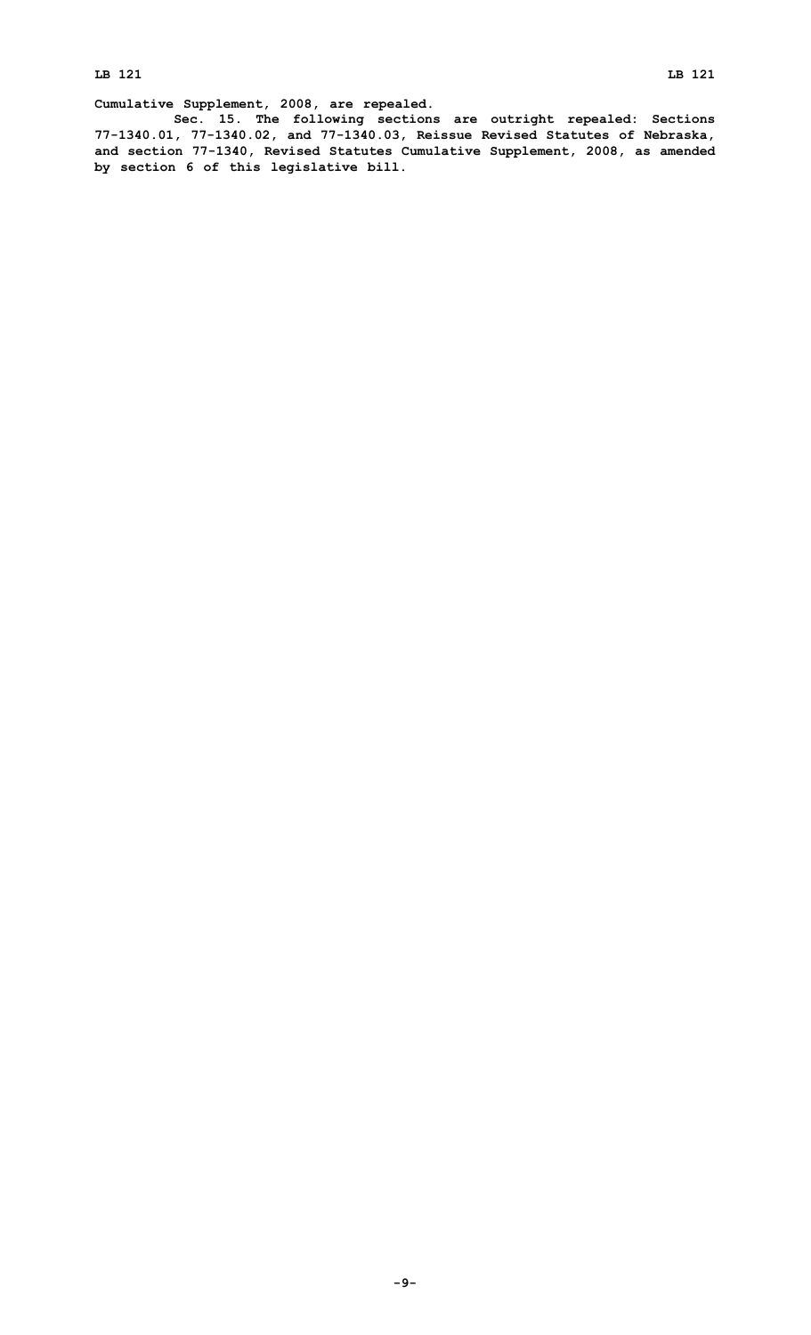**Cumulative Supplement, 2008, are repealed.**

**Sec. 15. The following sections are outright repealed: Sections 77-1340.01, 77-1340.02, and 77-1340.03, Reissue Revised Statutes of Nebraska, and section 77-1340, Revised Statutes Cumulative Supplement, 2008, as amended by section 6 of this legislative bill.**